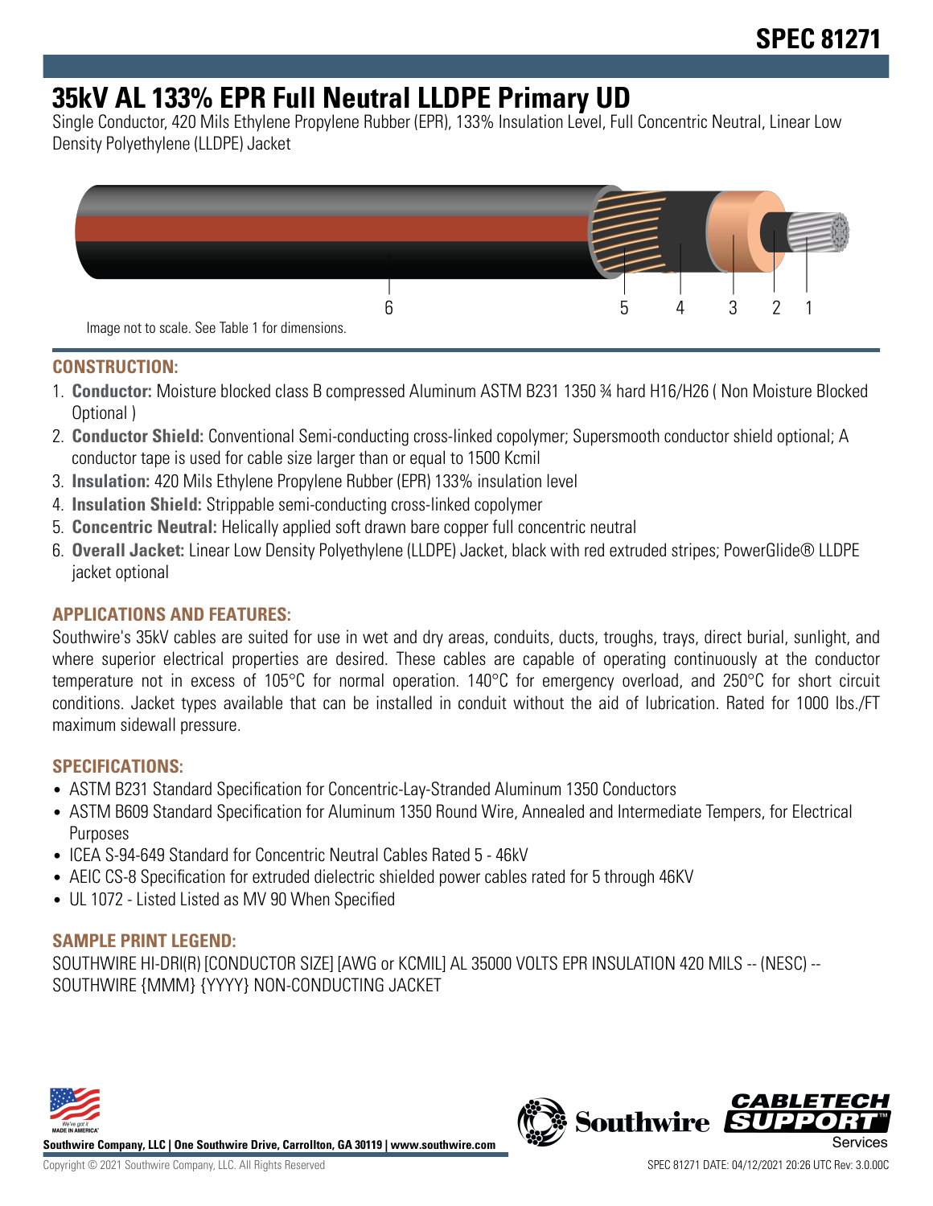# SPEC 81271

# 35kV AL 133% EPR Full Neutral LLDPE Primary UD

Single Conductor, 420 Mils Ethylene Propylene Rubber (EPR), 133% Insulation Level, Full Concentric Neutral, Linear Low Density Polyethylene (LLDPE) Jacket

6 5 4 3 2 1

Image not to scale. See Table 1 for dimensions.

## CONSTRUCTION:

1. **Conductor:** Moisture blocked class B compressed Aluminum ASTM B231 1350 ¾ hard H16/H26 ( Non Moisture Blocked Optional )
2. **Conductor Shield:** Conventional Semi-conducting cross-linked copolymer; Supersmooth conductor shield optional; A conductor tape is used for cable size larger than or equal to 1500 Kcmil
3. **Insulation:** 420 Mils Ethylene Propylene Rubber (EPR) 133% insulation level
4. **Insulation Shield:** Strippable semi-conducting cross-linked copolymer
5. **Concentric Neutral:** Helically applied soft drawn bare copper full concentric neutral
6. **Overall Jacket:** Linear Low Density Polyethylene (LLDPE) Jacket, black with red extruded stripes; PowerGlide® LLDPE jacket optional

## APPLICATIONS AND FEATURES:

Southwire's 35kV cables are suited for use in wet and dry areas, conduits, ducts, troughs, trays, direct burial, sunlight, and where superior electrical properties are desired. These cables are capable of operating continuously at the conductor temperature not in excess of 105°C for normal operation. 140°C for emergency overload, and 250°C for short circuit conditions. Jacket types available that can be installed in conduit without the aid of lubrication. Rated for 1000 lbs./FT maximum sidewall pressure.

## SPECIFICATIONS:

- ASTM B231 Standard Specification for Concentric-Lay-Stranded Aluminum 1350 Conductors
- ASTM B609 Standard Specification for Aluminum 1350 Round Wire, Annealed and Intermediate Tempers, for Electrical Purposes
- ICEA S-94-649 Standard for Concentric Neutral Cables Rated 5 - 46kV
- AEIC CS-8 Specification for extruded dielectric shielded power cables rated for 5 through 46KV
- UL 1072 - Listed Listed as MV 90 When Specified

## SAMPLE PRINT LEGEND:

SOUTHWIRE HI-DRI(R) [CONDUCTOR SIZE] [AWG or KCMIL] AL 35000 VOLTS EPR INSULATION 420 MILS -- (NESC) -- SOUTHWIRE {MMM} {YYYY} NON-CONDUCTING JACKET

**Southwire Company, LLC | One Southwire Drive, Carrollton, GA 30119 | www.southwire.com**

Copyright © 2021 Southwire Company, LLC. All Rights Reserved

SPEC 81271 DATE: 04/12/2021 20:26 UTC Rev: 3.0.00C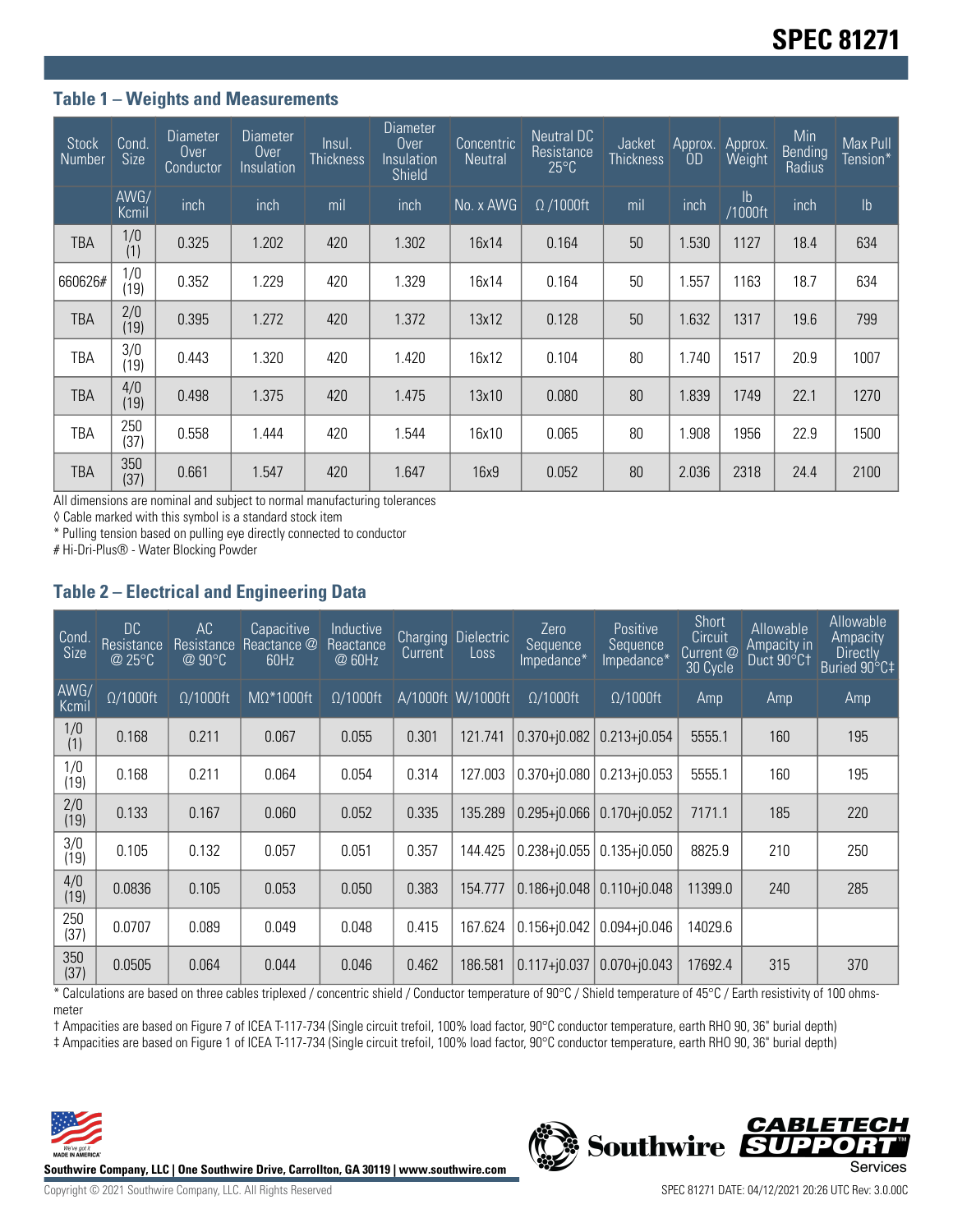# SPEC 81271

### Table 1 – Weights and Measurements

| Stock Number | Cond. Size | Diameter Over Conductor | Diameter Over Insulation | Insul. Thickness | Diameter Over Insulation Shield | Concentric Neutral | Neutral DC Resistance 25°C | Jacket Thickness | Approx. OD | Approx. Weight | Min Bending Radius | Max Pull Tension* |
|---|---|---|---|---|---|---|---|---|---|---|---|---|
| | AWG/ Kcmil | inch | inch | mil | inch | No. x AWG | Ω /1000ft | mil | inch | lb /1000ft | inch | lb |
| TBA | 1/0 (1) | 0.325 | 1.202 | 420 | 1.302 | 16x14 | 0.164 | 50 | 1.530 | 1127 | 18.4 | 634 |
| 660626# | 1/0 (19) | 0.352 | 1.229 | 420 | 1.329 | 16x14 | 0.164 | 50 | 1.557 | 1163 | 18.7 | 634 |
| TBA | 2/0 (19) | 0.395 | 1.272 | 420 | 1.372 | 13x12 | 0.128 | 50 | 1.632 | 1317 | 19.6 | 799 |
| TBA | 3/0 (19) | 0.443 | 1.320 | 420 | 1.420 | 16x12 | 0.104 | 80 | 1.740 | 1517 | 20.9 | 1007 |
| TBA | 4/0 (19) | 0.498 | 1.375 | 420 | 1.475 | 13x10 | 0.080 | 80 | 1.839 | 1749 | 22.1 | 1270 |
| TBA | 250 (37) | 0.558 | 1.444 | 420 | 1.544 | 16x10 | 0.065 | 80 | 1.908 | 1956 | 22.9 | 1500 |
| TBA | 350 (37) | 0.661 | 1.547 | 420 | 1.647 | 16x9 | 0.052 | 80 | 2.036 | 2318 | 24.4 | 2100 |

All dimensions are nominal and subject to normal manufacturing tolerances

◊ Cable marked with this symbol is a standard stock item

* Pulling tension based on pulling eye directly connected to conductor

# Hi-Dri-Plus® - Water Blocking Powder

### Table 2 – Electrical and Engineering Data

| Cond. Size | DC Resistance @ 25°C | AC Resistance @ 90°C | Capacitive Reactance @ 60Hz | Inductive Reactance @ 60Hz | Charging Current | Dielectric Loss | Zero Sequence Impedance* | Positive Sequence Impedance* | Short Circuit Current @ 30 Cycle | Allowable Ampacity in Duct 90°C† | Allowable Ampacity Directly Buried 90°C‡ |
|---|---|---|---|---|---|---|---|---|---|---|---|
| AWG/ Kcmil | Ω/1000ft | Ω/1000ft | MΩ*1000ft | Ω/1000ft | A/1000ft | W/1000ft | Ω/1000ft | Ω/1000ft | Amp | Amp | Amp |
| 1/0 (1) | 0.168 | 0.211 | 0.067 | 0.055 | 0.301 | 121.741 | 0.370+j0.082 | 0.213+j0.054 | 5555.1 | 160 | 195 |
| 1/0 (19) | 0.168 | 0.211 | 0.064 | 0.054 | 0.314 | 127.003 | 0.370+j0.080 | 0.213+j0.053 | 5555.1 | 160 | 195 |
| 2/0 (19) | 0.133 | 0.167 | 0.060 | 0.052 | 0.335 | 135.289 | 0.295+j0.066 | 0.170+j0.052 | 7171.1 | 185 | 220 |
| 3/0 (19) | 0.105 | 0.132 | 0.057 | 0.051 | 0.357 | 144.425 | 0.238+j0.055 | 0.135+j0.050 | 8825.9 | 210 | 250 |
| 4/0 (19) | 0.0836 | 0.105 | 0.053 | 0.050 | 0.383 | 154.777 | 0.186+j0.048 | 0.110+j0.048 | 11399.0 | 240 | 285 |
| 250 (37) | 0.0707 | 0.089 | 0.049 | 0.048 | 0.415 | 167.624 | 0.156+j0.042 | 0.094+j0.046 | 14029.6 | | |
| 350 (37) | 0.0505 | 0.064 | 0.044 | 0.046 | 0.462 | 186.581 | 0.117+j0.037 | 0.070+j0.043 | 17692.4 | 315 | 370 |

* Calculations are based on three cables triplexed / concentric shield / Conductor temperature of 90°C / Shield temperature of 45°C / Earth resistivity of 100 ohms-meter

† Ampacities are based on Figure 7 of ICEA T-117-734 (Single circuit trefoil, 100% load factor, 90°C conductor temperature, earth RHO 90, 36" burial depth)

‡ Ampacities are based on Figure 1 of ICEA T-117-734 (Single circuit trefoil, 100% load factor, 90°C conductor temperature, earth RHO 90, 36" burial depth)

Southwire Company, LLC | One Southwire Drive, Carrollton, GA 30119 | www.southwire.com

Copyright © 2021 Southwire Company, LLC. All Rights Reserved

SPEC 81271 DATE: 04/12/2021 20:26 UTC Rev: 3.0.00C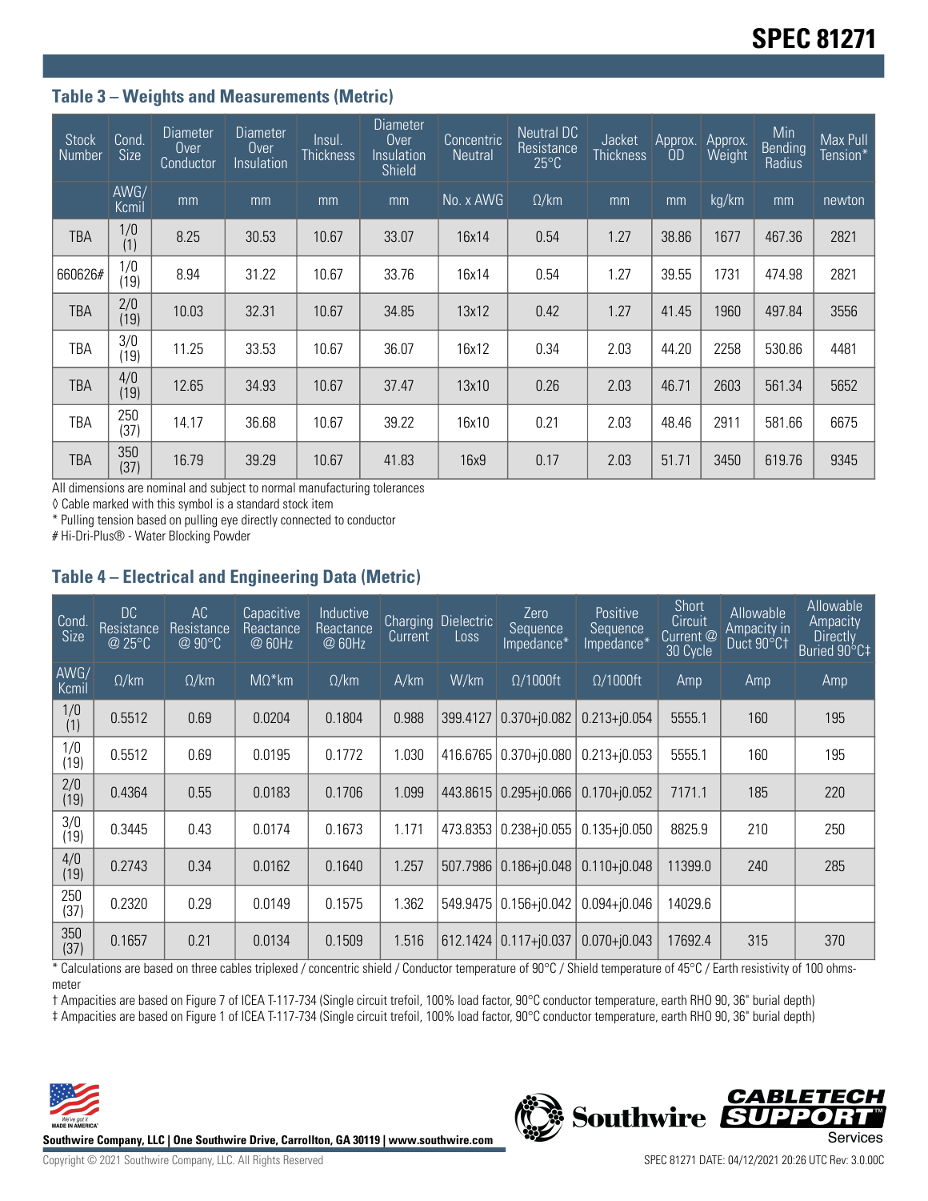# SPEC 81271

### Table 3 – Weights and Measurements (Metric)

| Stock Number | Cond. Size | Diameter Over Conductor | Diameter Over Insulation | Insul. Thickness | Diameter Over Insulation Shield | Concentric Neutral | Neutral DC Resistance 25°C | Jacket Thickness | Approx. OD | Approx. Weight | Min Bending Radius | Max Pull Tension* |
|---|---|---|---|---|---|---|---|---|---|---|---|---|
| | AWG/ Kcmil | mm | mm | mm | mm | No. x AWG | Ω/km | mm | mm | kg/km | mm | newton |
| TBA | 1/0 (1) | 8.25 | 30.53 | 10.67 | 33.07 | 16x14 | 0.54 | 1.27 | 38.86 | 1677 | 467.36 | 2821 |
| 660626# | 1/0 (19) | 8.94 | 31.22 | 10.67 | 33.76 | 16x14 | 0.54 | 1.27 | 39.55 | 1731 | 474.98 | 2821 |
| TBA | 2/0 (19) | 10.03 | 32.31 | 10.67 | 34.85 | 13x12 | 0.42 | 1.27 | 41.45 | 1960 | 497.84 | 3556 |
| TBA | 3/0 (19) | 11.25 | 33.53 | 10.67 | 36.07 | 16x12 | 0.34 | 2.03 | 44.20 | 2258 | 530.86 | 4481 |
| TBA | 4/0 (19) | 12.65 | 34.93 | 10.67 | 37.47 | 13x10 | 0.26 | 2.03 | 46.71 | 2603 | 561.34 | 5652 |
| TBA | 250 (37) | 14.17 | 36.68 | 10.67 | 39.22 | 16x10 | 0.21 | 2.03 | 48.46 | 2911 | 581.66 | 6675 |
| TBA | 350 (37) | 16.79 | 39.29 | 10.67 | 41.83 | 16x9 | 0.17 | 2.03 | 51.71 | 3450 | 619.76 | 9345 |

All dimensions are nominal and subject to normal manufacturing tolerances
◊ Cable marked with this symbol is a standard stock item
* Pulling tension based on pulling eye directly connected to conductor
# Hi-Dri-Plus® - Water Blocking Powder

### Table 4 – Electrical and Engineering Data (Metric)

| Cond. Size | DC Resistance @ 25°C | AC Resistance @ 90°C | Capacitive Reactance @ 60Hz | Inductive Reactance @ 60Hz | Charging Current | Dielectric Loss | Zero Sequence Impedance* | Positive Sequence Impedance* | Short Circuit Current @ 30 Cycle | Allowable Ampacity in Duct 90°C† | Allowable Ampacity Directly Buried 90°C‡ |
|---|---|---|---|---|---|---|---|---|---|---|---|
| AWG/ Kcmil | Ω/km | Ω/km | MΩ*km | Ω/km | A/km | W/km | Ω/1000ft | Ω/1000ft | Amp | Amp | Amp |
| 1/0 (1) | 0.5512 | 0.69 | 0.0204 | 0.1804 | 0.988 | 399.4127 | 0.370+j0.082 | 0.213+j0.054 | 5555.1 | 160 | 195 |
| 1/0 (19) | 0.5512 | 0.69 | 0.0195 | 0.1772 | 1.030 | 416.6765 | 0.370+j0.080 | 0.213+j0.053 | 5555.1 | 160 | 195 |
| 2/0 (19) | 0.4364 | 0.55 | 0.0183 | 0.1706 | 1.099 | 443.8615 | 0.295+j0.066 | 0.170+j0.052 | 7171.1 | 185 | 220 |
| 3/0 (19) | 0.3445 | 0.43 | 0.0174 | 0.1673 | 1.171 | 473.8353 | 0.238+j0.055 | 0.135+j0.050 | 8825.9 | 210 | 250 |
| 4/0 (19) | 0.2743 | 0.34 | 0.0162 | 0.1640 | 1.257 | 507.7986 | 0.186+j0.048 | 0.110+j0.048 | 11399.0 | 240 | 285 |
| 250 (37) | 0.2320 | 0.29 | 0.0149 | 0.1575 | 1.362 | 549.9475 | 0.156+j0.042 | 0.094+j0.046 | 14029.6 | | |
| 350 (37) | 0.1657 | 0.21 | 0.0134 | 0.1509 | 1.516 | 612.1424 | 0.117+j0.037 | 0.070+j0.043 | 17692.4 | 315 | 370 |

* Calculations are based on three cables triplexed / concentric shield / Conductor temperature of 90°C / Shield temperature of 45°C / Earth resistivity of 100 ohms-meter
† Ampacities are based on Figure 7 of ICEA T-117-734 (Single circuit trefoil, 100% load factor, 90°C conductor temperature, earth RHO 90, 36" burial depth)
‡ Ampacities are based on Figure 1 of ICEA T-117-734 (Single circuit trefoil, 100% load factor, 90°C conductor temperature, earth RHO 90, 36" burial depth)

Southwire Company, LLC | One Southwire Drive, Carrollton, GA 30119 | www.southwire.com

Copyright © 2021 Southwire Company, LLC. All Rights Reserved

SPEC 81271 DATE: 04/12/2021 20:26 UTC Rev: 3.0.00C